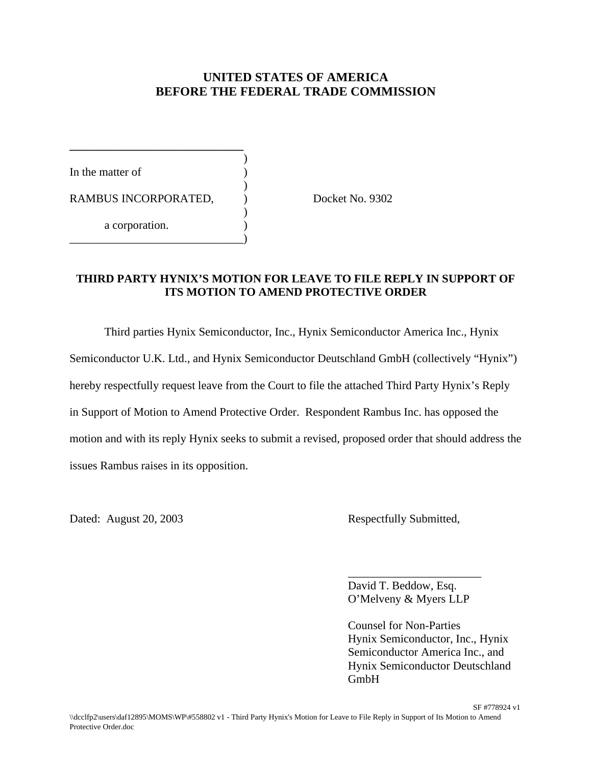# UNITED STATES OF AMERICA
# BEFORE THE FEDERAL TRADE COMMISSION

| | | |
|---|---|---|
| In the matter of | ) | |
| RAMBUS INCORPORATED, | ) | Docket No. 9302 |
| a corporation. | ) | |

## THIRD PARTY HYNIX'S MOTION FOR LEAVE TO FILE REPLY IN SUPPORT OF ITS MOTION TO AMEND PROTECTIVE ORDER

Third parties Hynix Semiconductor, Inc., Hynix Semiconductor America Inc., Hynix Semiconductor U.K. Ltd., and Hynix Semiconductor Deutschland GmbH (collectively "Hynix") hereby respectfully request leave from the Court to file the attached Third Party Hynix's Reply in Support of Motion to Amend Protective Order. Respondent Rambus Inc. has opposed the motion and with its reply Hynix seeks to submit a revised, proposed order that should address the issues Rambus raises in its opposition.

Dated: August 20, 2003

Respectfully Submitted,

\_\_\_\_\_\_\_\_\_\_\_\_\_\_\_\_\_\_\_\_\_\_\_
David T. Beddow, Esq.
O'Melveny & Myers LLP

Counsel for Non-Parties
Hynix Semiconductor, Inc., Hynix Semiconductor America Inc., and Hynix Semiconductor Deutschland GmbH

SF #778924 v1

\\dcclfp2\users\daf12895\MOMS\WP\#558802 v1 - Third Party Hynix's Motion for Leave to File Reply in Support of Its Motion to Amend Protective Order.doc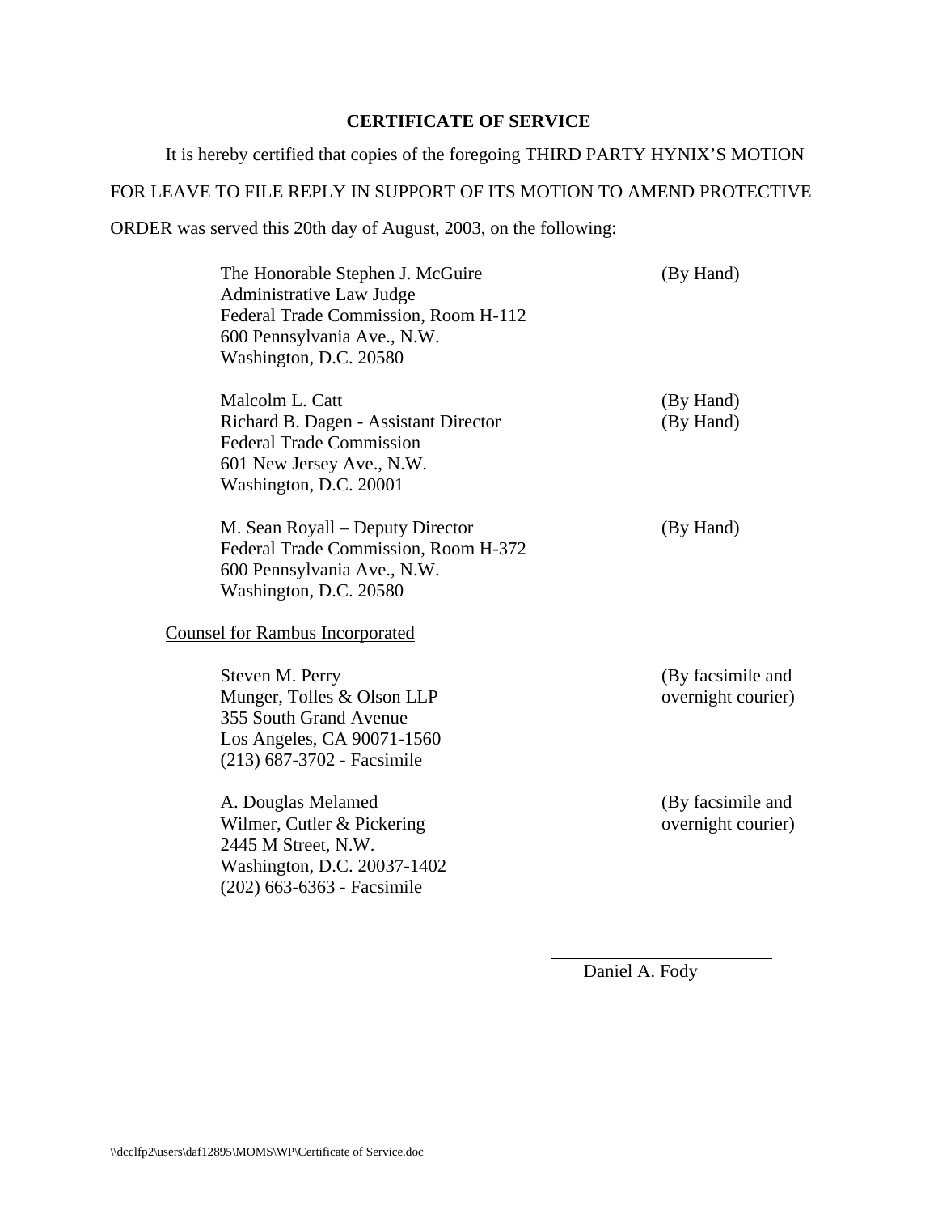## CERTIFICATE OF SERVICE

It is hereby certified that copies of the foregoing THIRD PARTY HYNIX'S MOTION FOR LEAVE TO FILE REPLY IN SUPPORT OF ITS MOTION TO AMEND PROTECTIVE ORDER was served this 20th day of August, 2003, on the following:

The Honorable Stephen J. McGuire (By Hand)
Administrative Law Judge
Federal Trade Commission, Room H-112
600 Pennsylvania Ave., N.W.
Washington, D.C. 20580

Malcolm L. Catt (By Hand)
Richard B. Dagen - Assistant Director (By Hand)
Federal Trade Commission
601 New Jersey Ave., N.W.
Washington, D.C. 20001

M. Sean Royall – Deputy Director (By Hand)
Federal Trade Commission, Room H-372
600 Pennsylvania Ave., N.W.
Washington, D.C. 20580

Counsel for Rambus Incorporated

Steven M. Perry (By facsimile and overnight courier)
Munger, Tolles & Olson LLP
355 South Grand Avenue
Los Angeles, CA 90071-1560
(213) 687-3702 - Facsimile

A. Douglas Melamed (By facsimile and overnight courier)
Wilmer, Cutler & Pickering
2445 M Street, N.W.
Washington, D.C. 20037-1402
(202) 663-6363 - Facsimile

\_\_\_\_\_\_\_\_\_\_\_\_\_\_\_\_\_\_\_\_\_\_\_\_\_\_
Daniel A. Fody

\\dcclfp2\users\daf12895\MOMS\WP\Certificate of Service.doc